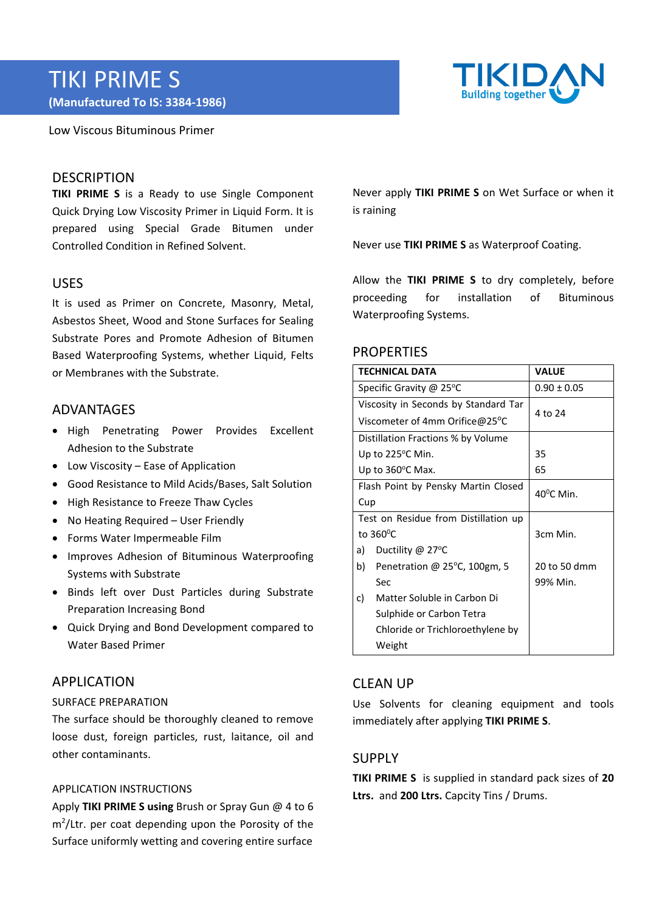# TIKI PRIME S

**(Manufactured To IS: 3384-1986)**

Low Viscous Bituminous Primer

## DESCRIPTION

**TIKI PRIME S** is a Ready to use Single Component Quick Drying Low Viscosity Primer in Liquid Form. It is prepared using Special Grade Bitumen under Controlled Condition in Refined Solvent.

## USES

It is used as Primer on Concrete, Masonry, Metal, Asbestos Sheet, Wood and Stone Surfaces for Sealing Substrate Pores and Promote Adhesion of Bitumen Based Waterproofing Systems, whether Liquid, Felts or Membranes with the Substrate.

## ADVANTAGES

- High Penetrating Power Provides Excellent Adhesion to the Substrate
- Low Viscosity – Ease of Application
- Good Resistance to Mild Acids/Bases, Salt Solution
- High Resistance to Freeze Thaw Cycles
- No Heating Required – User Friendly
- Forms Water Impermeable Film
- Improves Adhesion of Bituminous Waterproofing Systems with Substrate
- Binds left over Dust Particles during Substrate Preparation Increasing Bond
- Quick Drying and Bond Development compared to Water Based Primer

## APPLICATION

### SURFACE PREPARATION

The surface should be thoroughly cleaned to remove loose dust, foreign particles, rust, laitance, oil and other contaminants.

### APPLICATION INSTRUCTIONS

Apply **TIKI PRIME S using** Brush or Spray Gun @ 4 to 6 $m^2$/Ltr. per coat depending upon the Porosity of the Surface uniformly wetting and covering entire surface

Never apply **TIKI PRIME S** on Wet Surface or when it is raining

Never use **TIKI PRIME S** as Waterproof Coating.

Allow the **TIKI PRIME S** to dry completely, before proceeding for installation of Bituminous Waterproofing Systems.

## PROPERTIES

| TECHNICAL DATA | VALUE |
|---|---|
| Specific Gravity @ 25°C | 0.90 ± 0.05 |
| Viscosity in Seconds by Standard Tar Viscometer of 4mm Orifice@25°C | 4 to 24 |
| Distillation Fractions % by Volume<br>Up to 225°C Min.<br>Up to 360°C Max. | <br>35<br>65 |
| Flash Point by Pensky Martin Closed Cup | 40°C Min. |
| Test on Residue from Distillation up to 360°C<br>a) Ductility @ 27°C<br>b) Penetration @ 25°C, 100gm, 5 Sec<br>c) Matter Soluble in Carbon Di Sulphide or Carbon Tetra Chloride or Trichloroethylene by Weight | <br>3cm Min.<br>20 to 50 dmm<br>99% Min. |

## CLEAN UP

Use Solvents for cleaning equipment and tools immediately after applying **TIKI PRIME S**.

## SUPPLY

**TIKI PRIME S** is supplied in standard pack sizes of **20 Ltrs.** and **200 Ltrs.** Capcity Tins / Drums.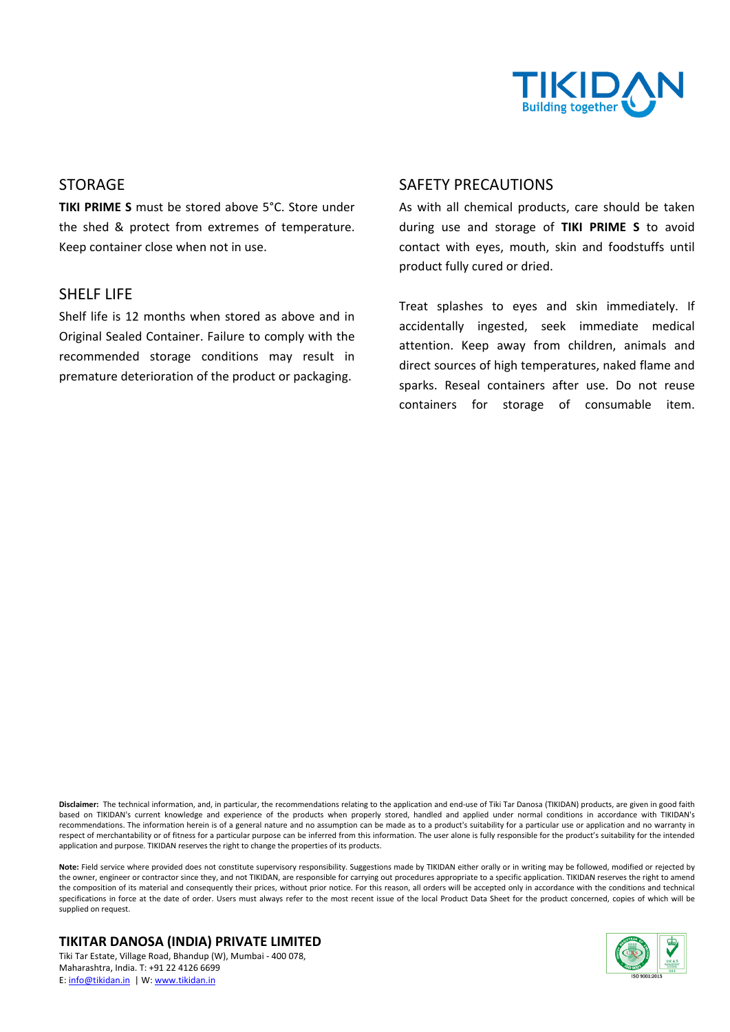## STORAGE

**TIKI PRIME S** must be stored above 5°C. Store under the shed & protect from extremes of temperature. Keep container close when not in use.

## SHELF LIFE

Shelf life is 12 months when stored as above and in Original Sealed Container. Failure to comply with the recommended storage conditions may result in premature deterioration of the product or packaging.

## SAFETY PRECAUTIONS

As with all chemical products, care should be taken during use and storage of **TIKI PRIME S** to avoid contact with eyes, mouth, skin and foodstuffs until product fully cured or dried.

Treat splashes to eyes and skin immediately. If accidentally ingested, seek immediate medical attention. Keep away from children, animals and direct sources of high temperatures, naked flame and sparks. Reseal containers after use. Do not reuse containers for storage of consumable item.

**Disclaimer:** The technical information, and, in particular, the recommendations relating to the application and end-use of Tiki Tar Danosa (TIKIDAN) products, are given in good faith based on TIKIDAN's current knowledge and experience of the products when properly stored, handled and applied under normal conditions in accordance with TIKIDAN's recommendations. The information herein is of a general nature and no assumption can be made as to a product's suitability for a particular use or application and no warranty in respect of merchantability or of fitness for a particular purpose can be inferred from this information. The user alone is fully responsible for the product's suitability for the intended application and purpose. TIKIDAN reserves the right to change the properties of its products.

**Note:** Field service where provided does not constitute supervisory responsibility. Suggestions made by TIKIDAN either orally or in writing may be followed, modified or rejected by the owner, engineer or contractor since they, and not TIKIDAN, are responsible for carrying out procedures appropriate to a specific application. TIKIDAN reserves the right to amend the composition of its material and consequently their prices, without prior notice. For this reason, all orders will be accepted only in accordance with the conditions and technical specifications in force at the date of order. Users must always refer to the most recent issue of the local Product Data Sheet for the product concerned, copies of which will be supplied on request.

**TIKITAR DANOSA (INDIA) PRIVATE LIMITED**
Tiki Tar Estate, Village Road, Bhandup (W), Mumbai - 400 078,
Maharashtra, India. T: +91 22 4126 6699
E: info@tikidan.in | W: www.tikidan.in

ISO 9001:2015